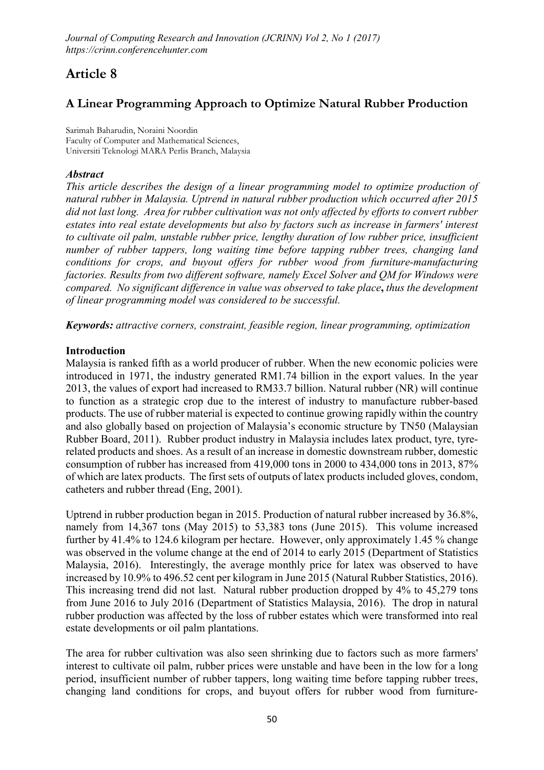# Article 8

## A Linear Programming Approach to Optimize Natural Rubber Production

Sarimah Baharudin, Noraini Noordin
Faculty of Computer and Mathematical Sciences,
Universiti Teknologi MARA Perlis Branch, Malaysia

### *Abstract*

*This article describes the design of a linear programming model to optimize production of natural rubber in Malaysia. Uptrend in natural rubber production which occurred after 2015 did not last long. Area for rubber cultivation was not only affected by efforts to convert rubber estates into real estate developments but also by factors such as increase in farmers' interest to cultivate oil palm, unstable rubber price, lengthy duration of low rubber price, insufficient number of rubber tappers, long waiting time before tapping rubber trees, changing land conditions for crops, and buyout offers for rubber wood from furniture-manufacturing factories. Results from two different software, namely Excel Solver and QM for Windows were compared. No significant difference in value was observed to take place, thus the development of linear programming model was considered to be successful.*

***Keywords:*** *attractive corners, constraint, feasible region, linear programming, optimization*

### Introduction

Malaysia is ranked fifth as a world producer of rubber. When the new economic policies were introduced in 1971, the industry generated RM1.74 billion in the export values. In the year 2013, the values of export had increased to RM33.7 billion. Natural rubber (NR) will continue to function as a strategic crop due to the interest of industry to manufacture rubber-based products. The use of rubber material is expected to continue growing rapidly within the country and also globally based on projection of Malaysia's economic structure by TN50 (Malaysian Rubber Board, 2011). Rubber product industry in Malaysia includes latex product, tyre, tyre-related products and shoes. As a result of an increase in domestic downstream rubber, domestic consumption of rubber has increased from 419,000 tons in 2000 to 434,000 tons in 2013, 87% of which are latex products. The first sets of outputs of latex products included gloves, condom, catheters and rubber thread (Eng, 2001).

Uptrend in rubber production began in 2015. Production of natural rubber increased by 36.8%, namely from 14,367 tons (May 2015) to 53,383 tons (June 2015). This volume increased further by 41.4% to 124.6 kilogram per hectare. However, only approximately 1.45 % change was observed in the volume change at the end of 2014 to early 2015 (Department of Statistics Malaysia, 2016). Interestingly, the average monthly price for latex was observed to have increased by 10.9% to 496.52 cent per kilogram in June 2015 (Natural Rubber Statistics, 2016). This increasing trend did not last. Natural rubber production dropped by 4% to 45,279 tons from June 2016 to July 2016 (Department of Statistics Malaysia, 2016). The drop in natural rubber production was affected by the loss of rubber estates which were transformed into real estate developments or oil palm plantations.

The area for rubber cultivation was also seen shrinking due to factors such as more farmers' interest to cultivate oil palm, rubber prices were unstable and have been in the low for a long period, insufficient number of rubber tappers, long waiting time before tapping rubber trees, changing land conditions for crops, and buyout offers for rubber wood from furniture-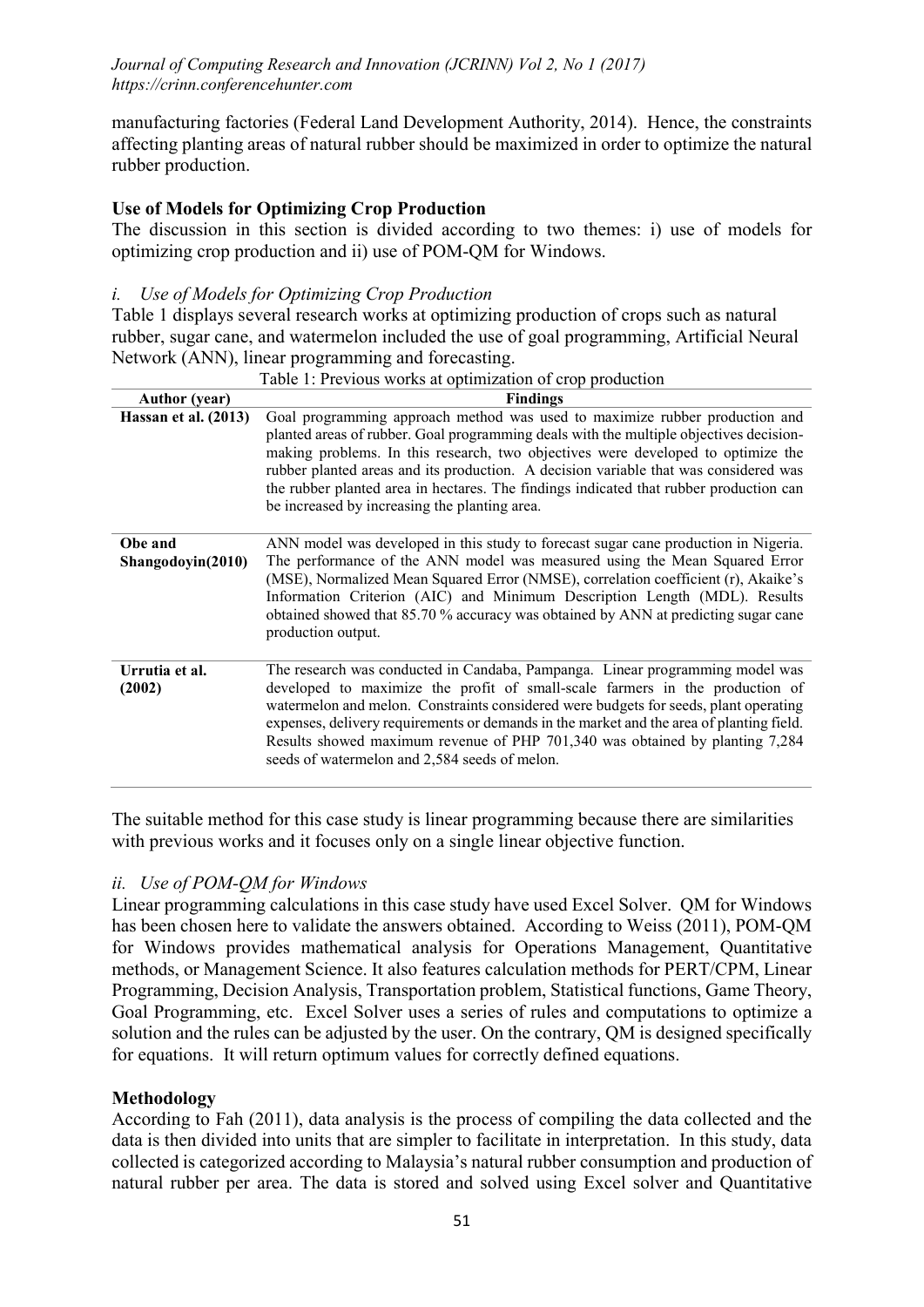manufacturing factories (Federal Land Development Authority, 2014). Hence, the constraints affecting planting areas of natural rubber should be maximized in order to optimize the natural rubber production.

## Use of Models for Optimizing Crop Production

The discussion in this section is divided according to two themes: i) use of models for optimizing crop production and ii) use of POM-QM for Windows.

### *i. Use of Models for Optimizing Crop Production*

Table 1 displays several research works at optimizing production of crops such as natural rubber, sugar cane, and watermelon included the use of goal programming, Artificial Neural Network (ANN), linear programming and forecasting.

Table 1: Previous works at optimization of crop production

| Author (year) | Findings |
|---|---|
| **Hassan et al. (2013)** | Goal programming approach method was used to maximize rubber production and planted areas of rubber. Goal programming deals with the multiple objectives decision-making problems. In this research, two objectives were developed to optimize the rubber planted areas and its production. A decision variable that was considered was the rubber planted area in hectares. The findings indicated that rubber production can be increased by increasing the planting area. |
| **Obe and Shangodoyin(2010)** | ANN model was developed in this study to forecast sugar cane production in Nigeria. The performance of the ANN model was measured using the Mean Squared Error (MSE), Normalized Mean Squared Error (NMSE), correlation coefficient (r), Akaike's Information Criterion (AIC) and Minimum Description Length (MDL). Results obtained showed that 85.70 % accuracy was obtained by ANN at predicting sugar cane production output. |
| **Urrutia et al. (2002)** | The research was conducted in Candaba, Pampanga. Linear programming model was developed to maximize the profit of small-scale farmers in the production of watermelon and melon. Constraints considered were budgets for seeds, plant operating expenses, delivery requirements or demands in the market and the area of planting field. Results showed maximum revenue of PHP 701,340 was obtained by planting 7,284 seeds of watermelon and 2,584 seeds of melon. |

The suitable method for this case study is linear programming because there are similarities with previous works and it focuses only on a single linear objective function.

### *ii. Use of POM-QM for Windows*

Linear programming calculations in this case study have used Excel Solver. QM for Windows has been chosen here to validate the answers obtained. According to Weiss (2011), POM-QM for Windows provides mathematical analysis for Operations Management, Quantitative methods, or Management Science. It also features calculation methods for PERT/CPM, Linear Programming, Decision Analysis, Transportation problem, Statistical functions, Game Theory, Goal Programming, etc. Excel Solver uses a series of rules and computations to optimize a solution and the rules can be adjusted by the user. On the contrary, QM is designed specifically for equations. It will return optimum values for correctly defined equations.

## Methodology

According to Fah (2011), data analysis is the process of compiling the data collected and the data is then divided into units that are simpler to facilitate in interpretation. In this study, data collected is categorized according to Malaysia's natural rubber consumption and production of natural rubber per area. The data is stored and solved using Excel solver and Quantitative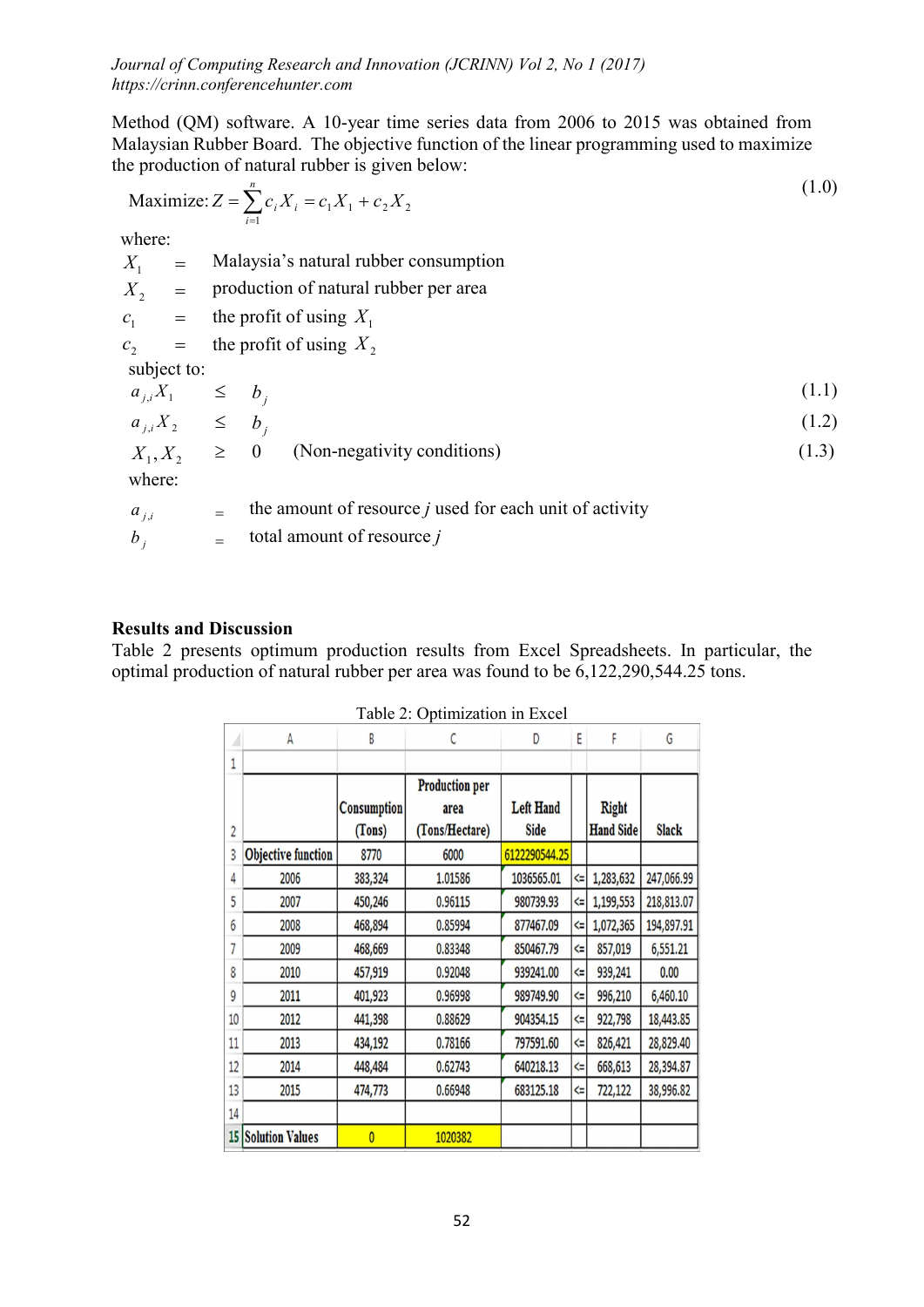Method (QM) software. A 10-year time series data from 2006 to 2015 was obtained from Malaysian Rubber Board. The objective function of the linear programming used to maximize the production of natural rubber is given below:

$$\text{Maximize: } Z = \sum_{i=1}^{n} c_i X_i = c_1 X_1 + c_2 X_2 \tag{1.0}$$

where:

$X_1$ = Malaysia's natural rubber consumption

$X_2$ = production of natural rubber per area

$c_1$ = the profit of using $X_1$

$c_2$ = the profit of using $X_2$

subject to:

$$a_{j,i} X_1 \leq b_j \tag{1.1}$$

$$a_{j,i} X_2 \leq b_j \tag{1.2}$$

$$X_1, X_2 \geq 0 \quad \text{(Non-negativity conditions)} \tag{1.3}$$

where:

$a_{j,i}$ = the amount of resource $j$ used for each unit of activity

$b_j$ = total amount of resource $j$

## Results and Discussion

Table 2 presents optimum production results from Excel Spreadsheets. In particular, the optimal production of natural rubber per area was found to be 6,122,290,544.25 tons.

Table 2: Optimization in Excel

| | A | B | C | D | E | F | G |
|---|---|---|---|---|---|---|---|
| 1 | | | | | | | |
| 2 | | Consumption (Tons) | Production per area (Tons/Hectare) | Left Hand Side | | Right Hand Side | Slack |
| 3 | Objective function | 8770 | 6000 | 6122290544.25 | | | |
| 4 | 2006 | 383,324 | 1.01586 | 1036565.01 | <= | 1,283,632 | 247,066.99 |
| 5 | 2007 | 450,246 | 0.96115 | 980739.93 | <= | 1,199,553 | 218,813.07 |
| 6 | 2008 | 468,894 | 0.85994 | 877467.09 | <= | 1,072,365 | 194,897.91 |
| 7 | 2009 | 468,669 | 0.83348 | 850467.79 | <= | 857,019 | 6,551.21 |
| 8 | 2010 | 457,919 | 0.92048 | 939241.00 | <= | 939,241 | 0.00 |
| 9 | 2011 | 401,923 | 0.96998 | 989749.90 | <= | 996,210 | 6,460.10 |
| 10 | 2012 | 441,398 | 0.88629 | 904354.15 | <= | 922,798 | 18,443.85 |
| 11 | 2013 | 434,192 | 0.78166 | 797591.60 | <= | 826,421 | 28,829.40 |
| 12 | 2014 | 448,484 | 0.62743 | 640218.13 | <= | 668,613 | 28,394.87 |
| 13 | 2015 | 474,773 | 0.66948 | 683125.18 | <= | 722,122 | 38,996.82 |
| 14 | | | | | | | |
| 15 | Solution Values | 0 | 1020382 | | | | |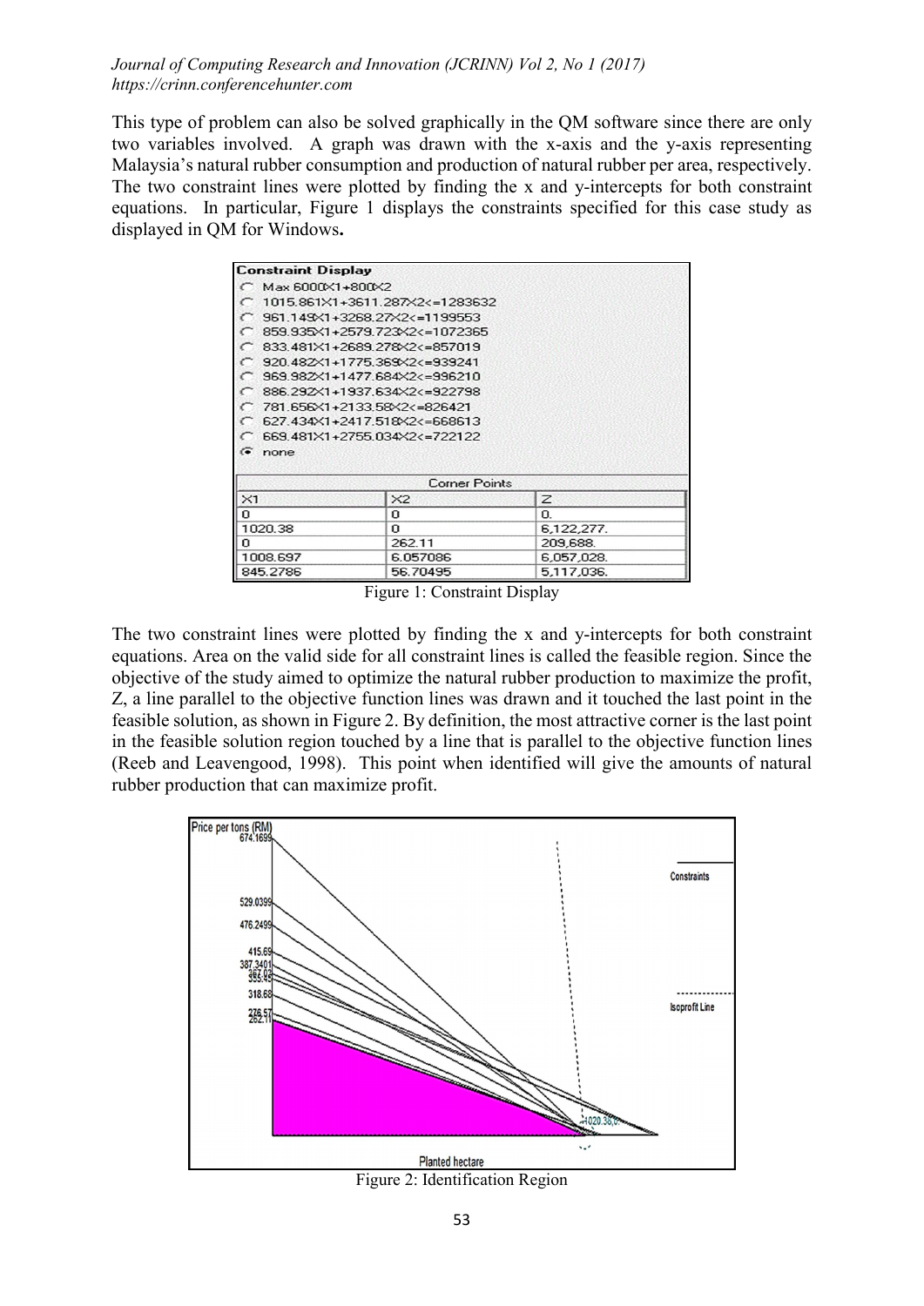This type of problem can also be solved graphically in the QM software since there are only two variables involved. A graph was drawn with the x-axis and the y-axis representing Malaysia's natural rubber consumption and production of natural rubber per area, respectively. The two constraint lines were plotted by finding the x and y-intercepts for both constraint equations. In particular, Figure 1 displays the constraints specified for this case study as displayed in QM for Windows**.**

Constraint Display

Max 6000X1+800X2

1015.861X1+3611.287X2<=1283632

961.149X1+3268.27X2<=1199553

859.935X1+2579.723X2<=1072365

833.481X1+2689.278X2<=857019

920.482X1+1775.369X2<=939241

969.982X1+1477.684X2<=996210

886.292X1+1937.634X2<=922798

781.656X1+2133.58X2<=826421

627.434X1+2417.518X2<=668613

669.481X1+2755.034X2<=722122

none

Corner Points

| X1 | X2 | Z |
|---|---|---|
| 0 | 0 | 0. |
| 1020.38 | 0 | 6,122,277. |
| 0 | 262.11 | 209,688. |
| 1008.697 | 6.057086 | 6,057,028. |
| 845.2786 | 56.70495 | 5,117,036. |

Figure 1: Constraint Display

The two constraint lines were plotted by finding the x and y-intercepts for both constraint equations. Area on the valid side for all constraint lines is called the feasible region. Since the objective of the study aimed to optimize the natural rubber production to maximize the profit, Z, a line parallel to the objective function lines was drawn and it touched the last point in the feasible solution, as shown in Figure 2. By definition, the most attractive corner is the last point in the feasible solution region touched by a line that is parallel to the objective function lines (Reeb and Leavengood, 1998). This point when identified will give the amounts of natural rubber production that can maximize profit.

Price per tons (RM)

674.1699

529.0399

476.2499

415.69

387.3401

367.02

355.45

318.68

276.57

262.11

1020.38,0

Constraints

Isoprofit Line

Planted hectare

Figure 2: Identification Region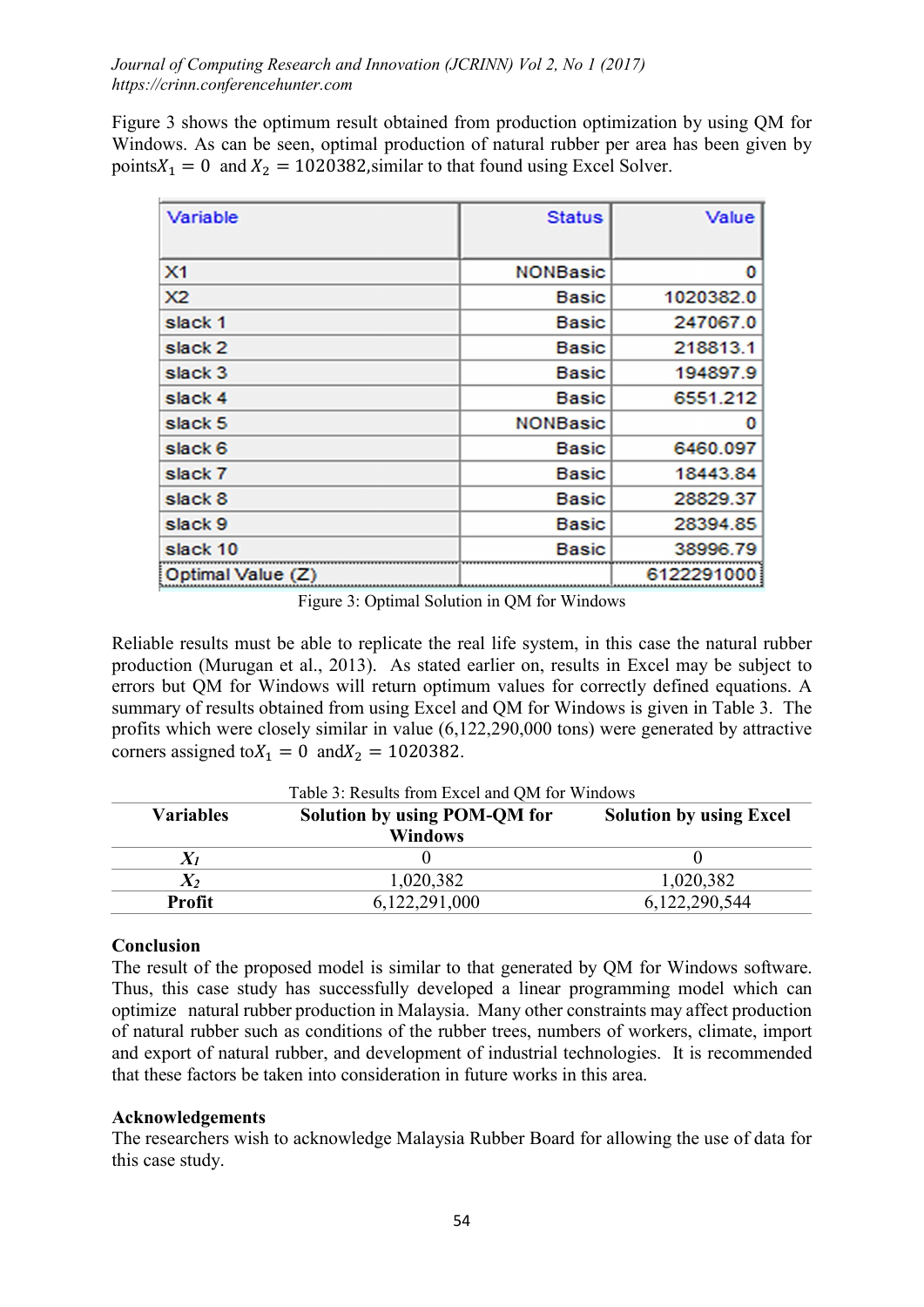Figure 3 shows the optimum result obtained from production optimization by using QM for Windows. As can be seen, optimal production of natural rubber per area has been given by points $X_1 = 0$ and $X_2 = 1020382$, similar to that found using Excel Solver.

| Variable | Status | Value |
|---|---|---|
| X1 | NONBasic | 0 |
| X2 | Basic | 1020382.0 |
| slack 1 | Basic | 247067.0 |
| slack 2 | Basic | 218813.1 |
| slack 3 | Basic | 194897.9 |
| slack 4 | Basic | 6551.212 |
| slack 5 | NONBasic | 0 |
| slack 6 | Basic | 6460.097 |
| slack 7 | Basic | 18443.84 |
| slack 8 | Basic | 28829.37 |
| slack 9 | Basic | 28394.85 |
| slack 10 | Basic | 38996.79 |
| Optimal Value (Z) | | 6122291000 |

Figure 3: Optimal Solution in QM for Windows

Reliable results must be able to replicate the real life system, in this case the natural rubber production (Murugan et al., 2013). As stated earlier on, results in Excel may be subject to errors but QM for Windows will return optimum values for correctly defined equations. A summary of results obtained from using Excel and QM for Windows is given in Table 3. The profits which were closely similar in value (6,122,290,000 tons) were generated by attractive corners assigned to $X_1 = 0$ and $X_2 = 1020382$.

Table 3: Results from Excel and QM for Windows

| Variables | Solution by using POM-QM for Windows | Solution by using Excel |
|---|---|---|
| $X_1$ | 0 | 0 |
| $X_2$ | 1,020,382 | 1,020,382 |
| **Profit** | 6,122,291,000 | 6,122,290,544 |

## Conclusion

The result of the proposed model is similar to that generated by QM for Windows software. Thus, this case study has successfully developed a linear programming model which can optimize natural rubber production in Malaysia. Many other constraints may affect production of natural rubber such as conditions of the rubber trees, numbers of workers, climate, import and export of natural rubber, and development of industrial technologies. It is recommended that these factors be taken into consideration in future works in this area.

## Acknowledgements

The researchers wish to acknowledge Malaysia Rubber Board for allowing the use of data for this case study.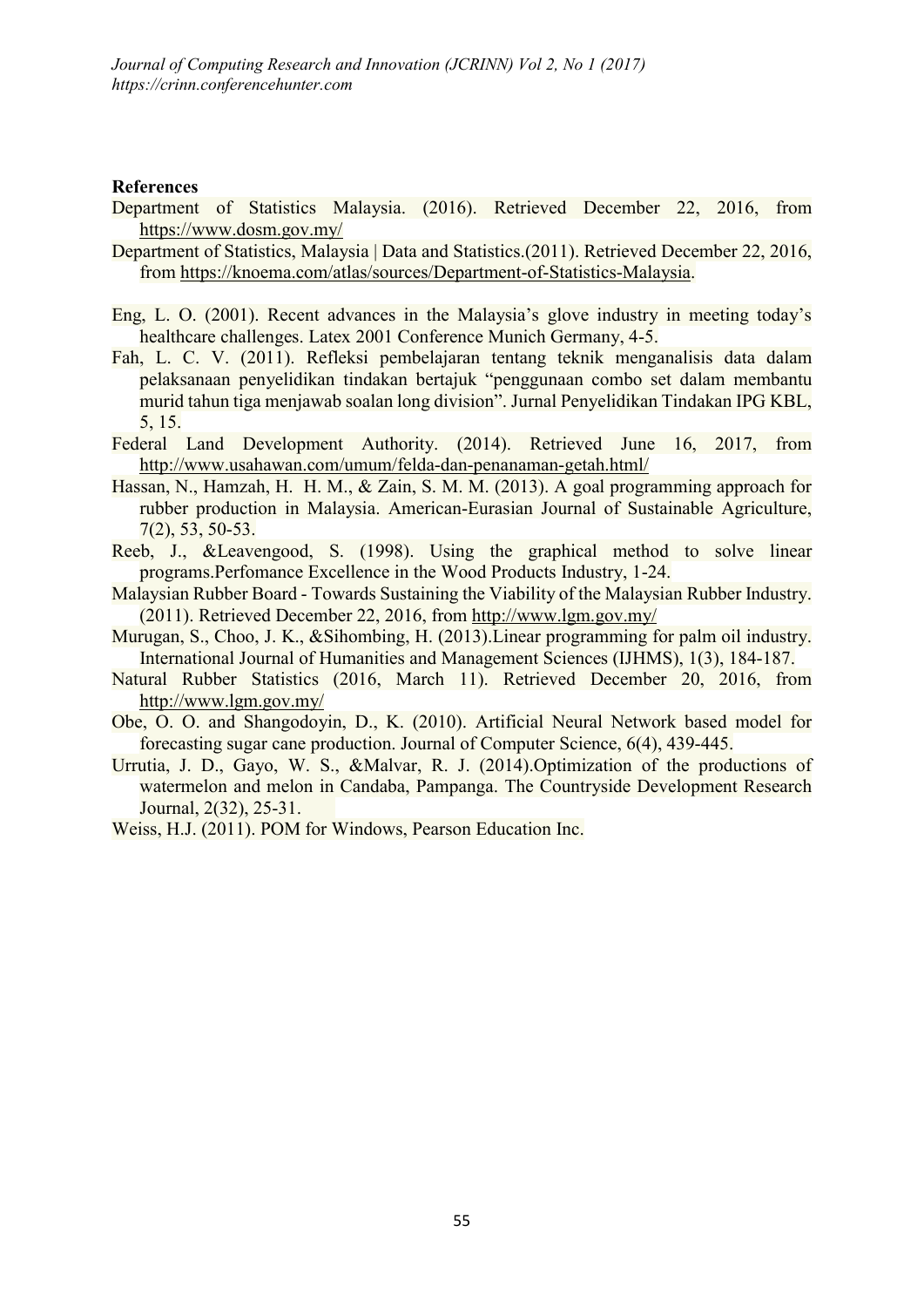**References**

Department of Statistics Malaysia. (2016). Retrieved December 22, 2016, from https://www.dosm.gov.my/

Department of Statistics, Malaysia | Data and Statistics.(2011). Retrieved December 22, 2016, from https://knoema.com/atlas/sources/Department-of-Statistics-Malaysia.

Eng, L. O. (2001). Recent advances in the Malaysia's glove industry in meeting today's healthcare challenges. Latex 2001 Conference Munich Germany, 4-5.

Fah, L. C. V. (2011). Refleksi pembelajaran tentang teknik menganalisis data dalam pelaksanaan penyelidikan tindakan bertajuk "penggunaan combo set dalam membantu murid tahun tiga menjawab soalan long division". Jurnal Penyelidikan Tindakan IPG KBL, 5, 15.

Federal Land Development Authority. (2014). Retrieved June 16, 2017, from http://www.usahawan.com/umum/felda-dan-penanaman-getah.html/

Hassan, N., Hamzah, H. H. M., & Zain, S. M. M. (2013). A goal programming approach for rubber production in Malaysia. American-Eurasian Journal of Sustainable Agriculture, 7(2), 53, 50-53.

Reeb, J., &Leavengood, S. (1998). Using the graphical method to solve linear programs.Perfomance Excellence in the Wood Products Industry, 1-24.

Malaysian Rubber Board - Towards Sustaining the Viability of the Malaysian Rubber Industry. (2011). Retrieved December 22, 2016, from http://www.lgm.gov.my/

Murugan, S., Choo, J. K., &Sihombing, H. (2013).Linear programming for palm oil industry. International Journal of Humanities and Management Sciences (IJHMS), 1(3), 184-187.

Natural Rubber Statistics (2016, March 11). Retrieved December 20, 2016, from http://www.lgm.gov.my/

Obe, O. O. and Shangodoyin, D., K. (2010). Artificial Neural Network based model for forecasting sugar cane production. Journal of Computer Science, 6(4), 439-445.

Urrutia, J. D., Gayo, W. S., &Malvar, R. J. (2014).Optimization of the productions of watermelon and melon in Candaba, Pampanga. The Countryside Development Research Journal, 2(32), 25-31.

Weiss, H.J. (2011). POM for Windows, Pearson Education Inc.